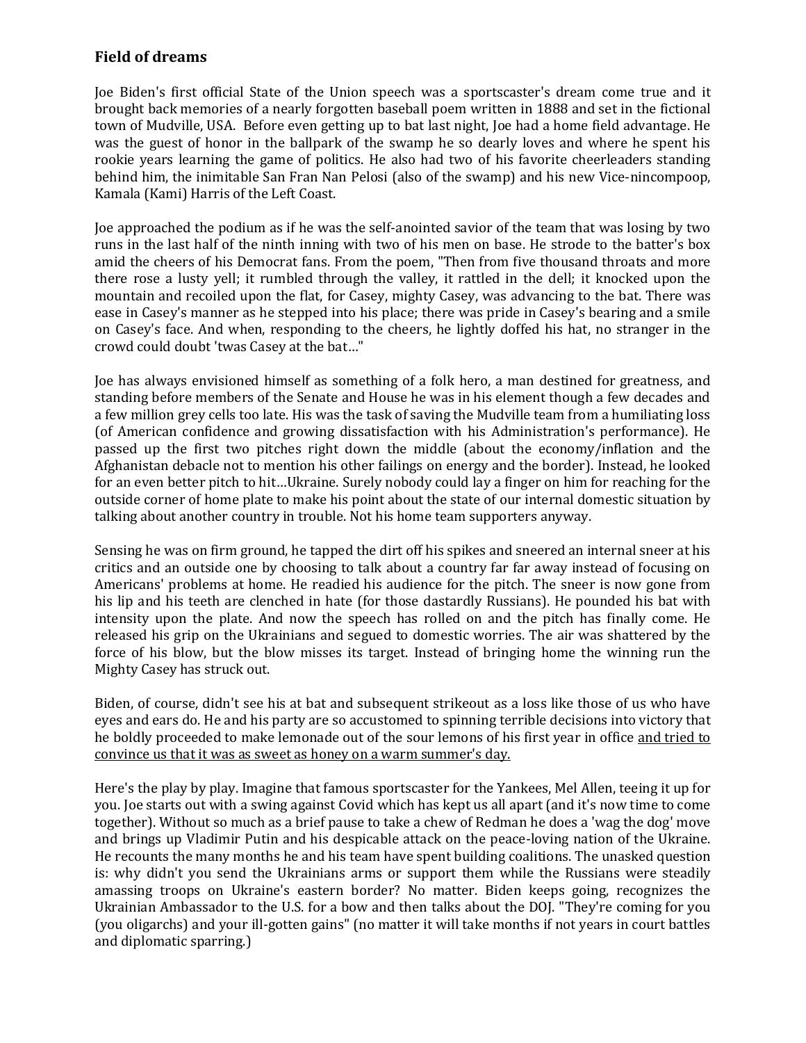## Field of dreams

Joe Biden's first official State of the Union speech was a sportscaster's dream come true and it brought back memories of a nearly forgotten baseball poem written in 1888 and set in the fictional town of Mudville, USA. Before even getting up to bat last night, Joe had a home field advantage. He was the guest of honor in the ballpark of the swamp he so dearly loves and where he spent his rookie years learning the game of politics. He also had two of his favorite cheerleaders standing behind him, the inimitable San Fran Nan Pelosi (also of the swamp) and his new Vice-nincompoop, Kamala (Kami) Harris of the Left Coast.

Joe approached the podium as if he was the self-anointed savior of the team that was losing by two runs in the last half of the ninth inning with two of his men on base. He strode to the batter's box amid the cheers of his Democrat fans. From the poem, "Then from five thousand throats and more there rose a lusty yell; it rumbled through the valley, it rattled in the dell; it knocked upon the mountain and recoiled upon the flat, for Casey, mighty Casey, was advancing to the bat. There was ease in Casey's manner as he stepped into his place; there was pride in Casey's bearing and a smile on Casey's face. And when, responding to the cheers, he lightly doffed his hat, no stranger in the crowd could doubt 'twas Casey at the bat…"

Joe has always envisioned himself as something of a folk hero, a man destined for greatness, and standing before members of the Senate and House he was in his element though a few decades and a few million grey cells too late. His was the task of saving the Mudville team from a humiliating loss (of American confidence and growing dissatisfaction with his Administration's performance). He passed up the first two pitches right down the middle (about the economy/inflation and the Afghanistan debacle not to mention his other failings on energy and the border). Instead, he looked for an even better pitch to hit…Ukraine. Surely nobody could lay a finger on him for reaching for the outside corner of home plate to make his point about the state of our internal domestic situation by talking about another country in trouble. Not his home team supporters anyway.

Sensing he was on firm ground, he tapped the dirt off his spikes and sneered an internal sneer at his critics and an outside one by choosing to talk about a country far far away instead of focusing on Americans' problems at home. He readied his audience for the pitch. The sneer is now gone from his lip and his teeth are clenched in hate (for those dastardly Russians). He pounded his bat with intensity upon the plate. And now the speech has rolled on and the pitch has finally come. He released his grip on the Ukrainians and segued to domestic worries. The air was shattered by the force of his blow, but the blow misses its target. Instead of bringing home the winning run the Mighty Casey has struck out.

Biden, of course, didn't see his at bat and subsequent strikeout as a loss like those of us who have eyes and ears do. He and his party are so accustomed to spinning terrible decisions into victory that he boldly proceeded to make lemonade out of the sour lemons of his first year in office <u>and tried to convince us that it was as sweet as honey on a warm summer's day.</u>

Here's the play by play. Imagine that famous sportscaster for the Yankees, Mel Allen, teeing it up for you. Joe starts out with a swing against Covid which has kept us all apart (and it's now time to come together). Without so much as a brief pause to take a chew of Redman he does a 'wag the dog' move and brings up Vladimir Putin and his despicable attack on the peace-loving nation of the Ukraine. He recounts the many months he and his team have spent building coalitions. The unasked question is: why didn't you send the Ukrainians arms or support them while the Russians were steadily amassing troops on Ukraine's eastern border? No matter. Biden keeps going, recognizes the Ukrainian Ambassador to the U.S. for a bow and then talks about the DOJ. "They're coming for you (you oligarchs) and your ill-gotten gains" (no matter it will take months if not years in court battles and diplomatic sparring.)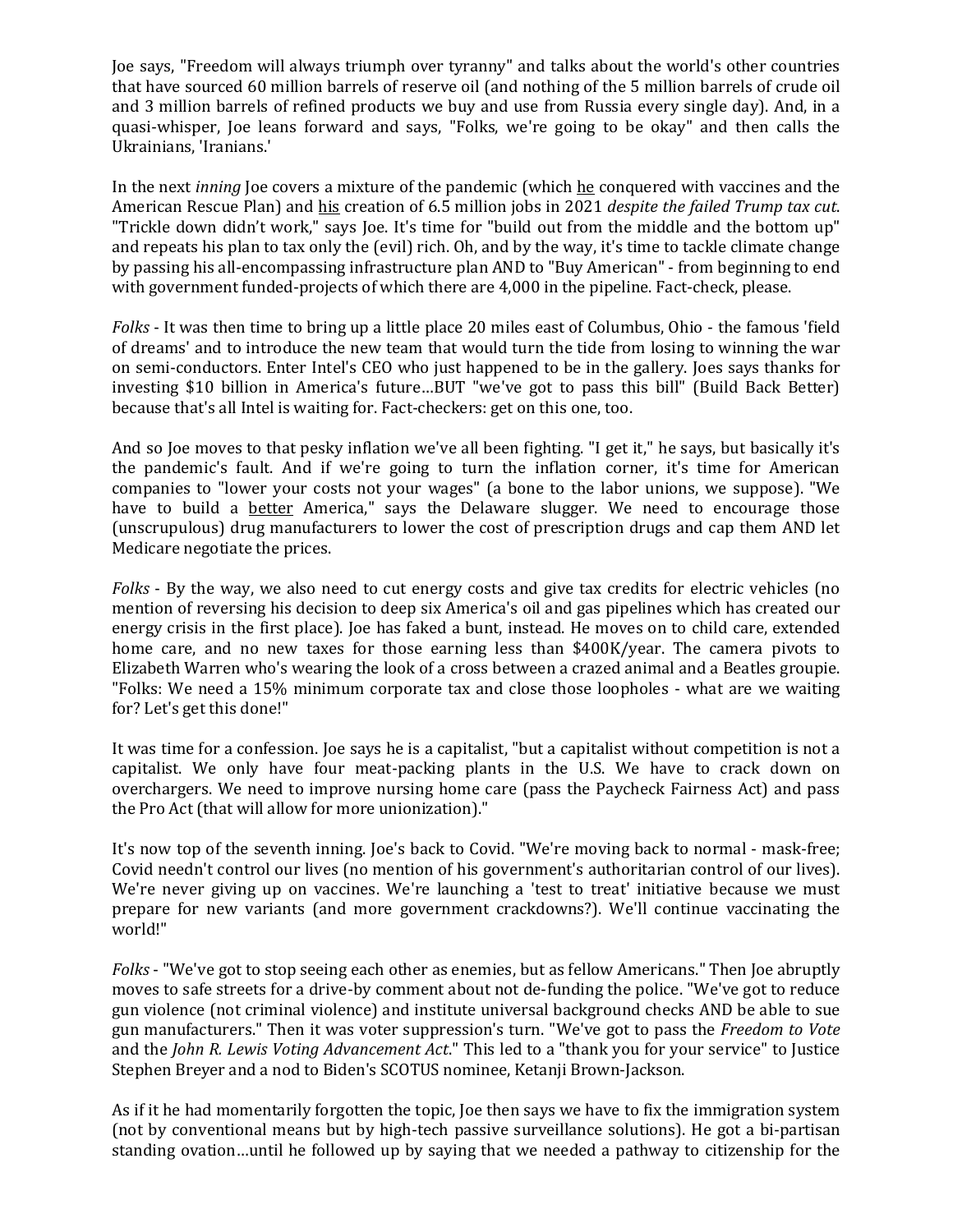Joe says, "Freedom will always triumph over tyranny" and talks about the world's other countries that have sourced 60 million barrels of reserve oil (and nothing of the 5 million barrels of crude oil and 3 million barrels of refined products we buy and use from Russia every single day). And, in a quasi-whisper, Joe leans forward and says, "Folks, we're going to be okay" and then calls the Ukrainians, 'Iranians.'

In the next *inning* Joe covers a mixture of the pandemic (which he conquered with vaccines and the American Rescue Plan) and his creation of 6.5 million jobs in 2021 *despite the failed Trump tax cut.* "Trickle down didn't work," says Joe. It's time for "build out from the middle and the bottom up" and repeats his plan to tax only the (evil) rich. Oh, and by the way, it's time to tackle climate change by passing his all-encompassing infrastructure plan AND to "Buy American" - from beginning to end with government funded-projects of which there are 4,000 in the pipeline. Fact-check, please.

*Folks* - It was then time to bring up a little place 20 miles east of Columbus, Ohio - the famous 'field of dreams' and to introduce the new team that would turn the tide from losing to winning the war on semi-conductors. Enter Intel's CEO who just happened to be in the gallery. Joes says thanks for investing $10 billion in America's future…BUT "we've got to pass this bill" (Build Back Better) because that's all Intel is waiting for. Fact-checkers: get on this one, too.

And so Joe moves to that pesky inflation we've all been fighting. "I get it," he says, but basically it's the pandemic's fault. And if we're going to turn the inflation corner, it's time for American companies to "lower your costs not your wages" (a bone to the labor unions, we suppose). "We have to build a better America," says the Delaware slugger. We need to encourage those (unscrupulous) drug manufacturers to lower the cost of prescription drugs and cap them AND let Medicare negotiate the prices.

*Folks* - By the way, we also need to cut energy costs and give tax credits for electric vehicles (no mention of reversing his decision to deep six America's oil and gas pipelines which has created our energy crisis in the first place). Joe has faked a bunt, instead. He moves on to child care, extended home care, and no new taxes for those earning less than $400K/year. The camera pivots to Elizabeth Warren who's wearing the look of a cross between a crazed animal and a Beatles groupie. "Folks: We need a 15% minimum corporate tax and close those loopholes - what are we waiting for? Let's get this done!"

It was time for a confession. Joe says he is a capitalist, "but a capitalist without competition is not a capitalist. We only have four meat-packing plants in the U.S. We have to crack down on overchargers. We need to improve nursing home care (pass the Paycheck Fairness Act) and pass the Pro Act (that will allow for more unionization)."

It's now top of the seventh inning. Joe's back to Covid. "We're moving back to normal - mask-free; Covid needn't control our lives (no mention of his government's authoritarian control of our lives). We're never giving up on vaccines. We're launching a 'test to treat' initiative because we must prepare for new variants (and more government crackdowns?). We'll continue vaccinating the world!"

*Folks* - "We've got to stop seeing each other as enemies, but as fellow Americans." Then Joe abruptly moves to safe streets for a drive-by comment about not de-funding the police. "We've got to reduce gun violence (not criminal violence) and institute universal background checks AND be able to sue gun manufacturers." Then it was voter suppression's turn. "We've got to pass the *Freedom to Vote* and the *John R. Lewis Voting Advancement Act*." This led to a "thank you for your service" to Justice Stephen Breyer and a nod to Biden's SCOTUS nominee, Ketanji Brown-Jackson.

As if it he had momentarily forgotten the topic, Joe then says we have to fix the immigration system (not by conventional means but by high-tech passive surveillance solutions). He got a bi-partisan standing ovation…until he followed up by saying that we needed a pathway to citizenship for the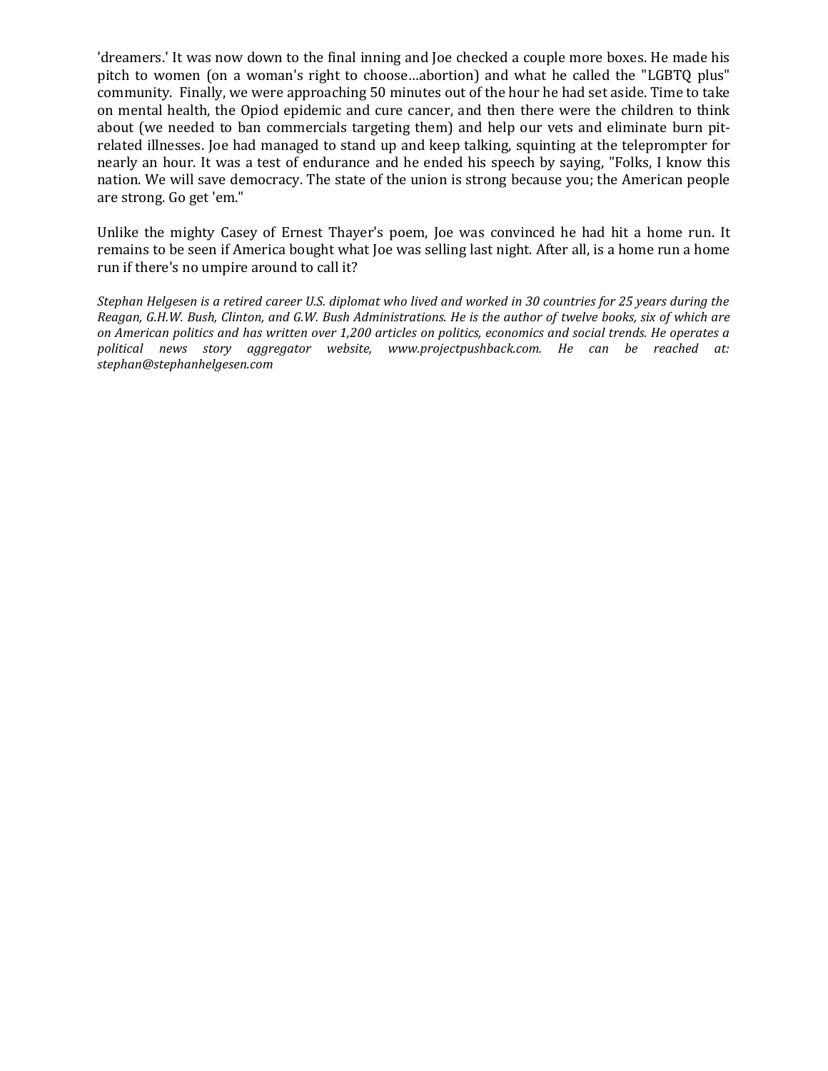'dreamers.' It was now down to the final inning and Joe checked a couple more boxes. He made his pitch to women (on a woman's right to choose…abortion) and what he called the "LGBTQ plus" community. Finally, we were approaching 50 minutes out of the hour he had set aside. Time to take on mental health, the Opiod epidemic and cure cancer, and then there were the children to think about (we needed to ban commercials targeting them) and help our vets and eliminate burn pit-related illnesses. Joe had managed to stand up and keep talking, squinting at the teleprompter for nearly an hour. It was a test of endurance and he ended his speech by saying, "Folks, I know this nation. We will save democracy. The state of the union is strong because you; the American people are strong. Go get 'em."

Unlike the mighty Casey of Ernest Thayer's poem, Joe was convinced he had hit a home run. It remains to be seen if America bought what Joe was selling last night. After all, is a home run a home run if there's no umpire around to call it?

*Stephan Helgesen is a retired career U.S. diplomat who lived and worked in 30 countries for 25 years during the Reagan, G.H.W. Bush, Clinton, and G.W. Bush Administrations. He is the author of twelve books, six of which are on American politics and has written over 1,200 articles on politics, economics and social trends. He operates a political news story aggregator website, www.projectpushback.com. He can be reached at: stephan@stephanhelgesen.com*